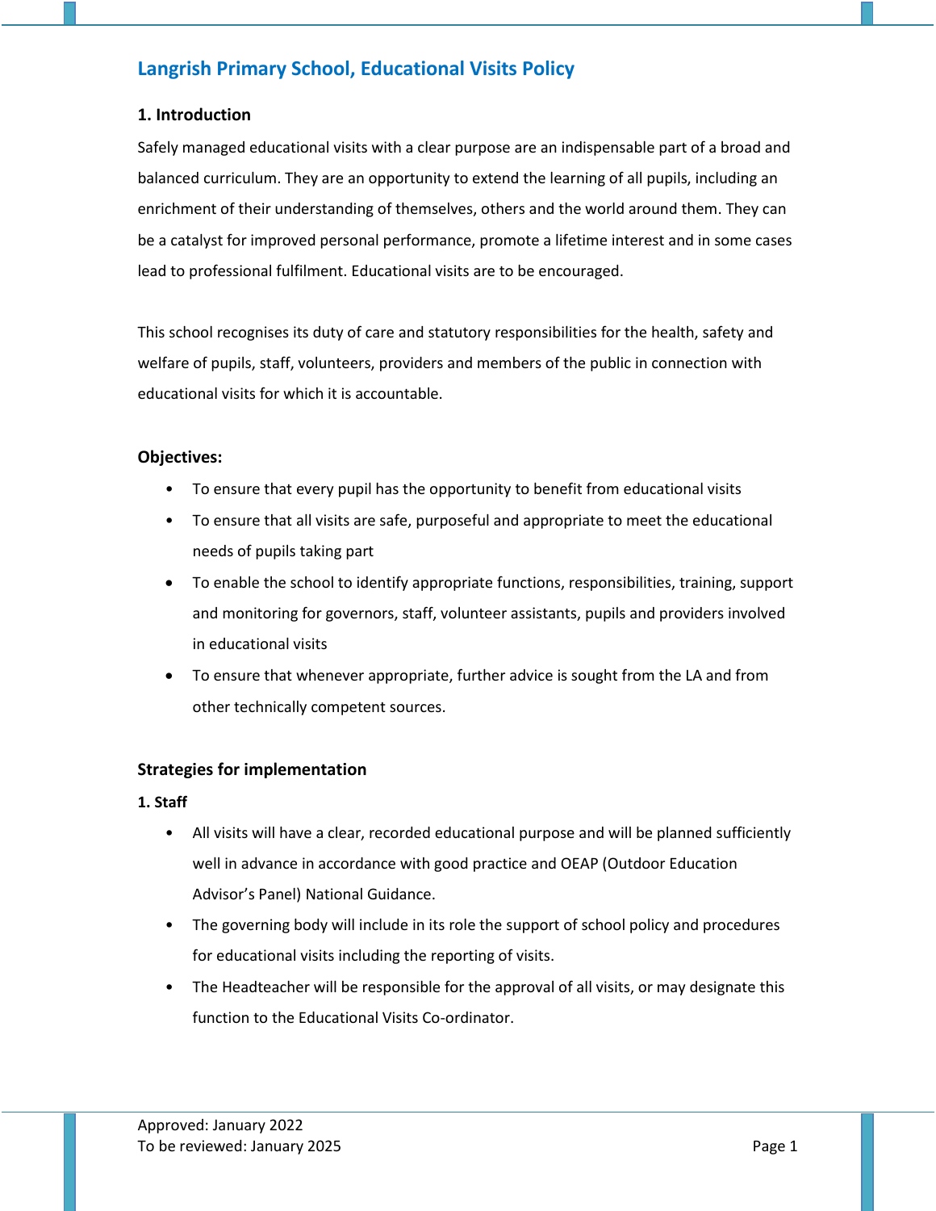# Langrish Primary School, Educational Visits Policy

### 1. Introduction

Safely managed educational visits with a clear purpose are an indispensable part of a broad and balanced curriculum. They are an opportunity to extend the learning of all pupils, including an enrichment of their understanding of themselves, others and the world around them. They can be a catalyst for improved personal performance, promote a lifetime interest and in some cases lead to professional fulfilment. Educational visits are to be encouraged.

This school recognises its duty of care and statutory responsibilities for the health, safety and welfare of pupils, staff, volunteers, providers and members of the public in connection with educational visits for which it is accountable.

### Objectives:

- To ensure that every pupil has the opportunity to benefit from educational visits
- To ensure that all visits are safe, purposeful and appropriate to meet the educational needs of pupils taking part
- To enable the school to identify appropriate functions, responsibilities, training, support and monitoring for governors, staff, volunteer assistants, pupils and providers involved in educational visits
- To ensure that whenever appropriate, further advice is sought from the LA and from other technically competent sources.

### Strategies for implementation

#### 1. Staff

- All visits will have a clear, recorded educational purpose and will be planned sufficiently well in advance in accordance with good practice and OEAP (Outdoor Education Advisor's Panel) National Guidance.
- The governing body will include in its role the support of school policy and procedures for educational visits including the reporting of visits.
- The Headteacher will be responsible for the approval of all visits, or may designate this function to the Educational Visits Co-ordinator.

Approved: January 2022
To be reviewed: January 2025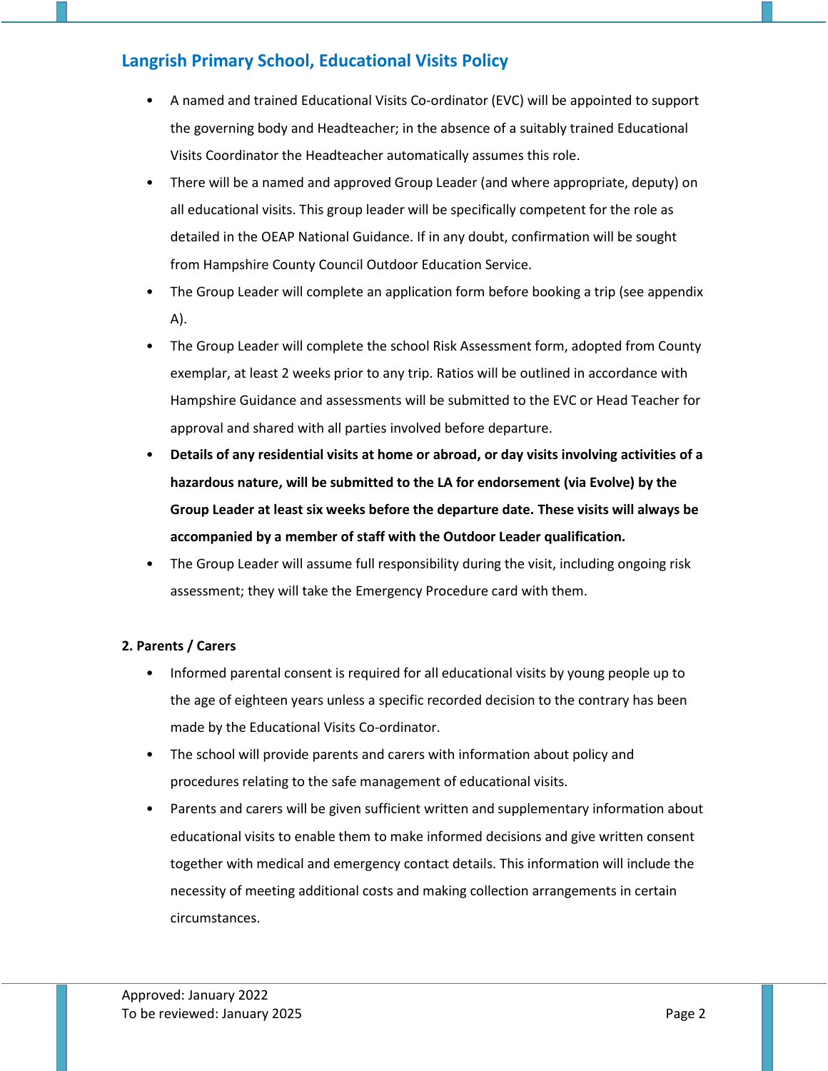## Langrish Primary School, Educational Visits Policy

- A named and trained Educational Visits Co-ordinator (EVC) will be appointed to support the governing body and Headteacher; in the absence of a suitably trained Educational Visits Coordinator the Headteacher automatically assumes this role.
- There will be a named and approved Group Leader (and where appropriate, deputy) on all educational visits. This group leader will be specifically competent for the role as detailed in the OEAP National Guidance. If in any doubt, confirmation will be sought from Hampshire County Council Outdoor Education Service.
- The Group Leader will complete an application form before booking a trip (see appendix A).
- The Group Leader will complete the school Risk Assessment form, adopted from County exemplar, at least 2 weeks prior to any trip. Ratios will be outlined in accordance with Hampshire Guidance and assessments will be submitted to the EVC or Head Teacher for approval and shared with all parties involved before departure.
- **Details of any residential visits at home or abroad, or day visits involving activities of a hazardous nature, will be submitted to the LA for endorsement (via Evolve) by the Group Leader at least six weeks before the departure date. These visits will always be accompanied by a member of staff with the Outdoor Leader qualification.**
- The Group Leader will assume full responsibility during the visit, including ongoing risk assessment; they will take the Emergency Procedure card with them.

**2. Parents / Carers**

- Informed parental consent is required for all educational visits by young people up to the age of eighteen years unless a specific recorded decision to the contrary has been made by the Educational Visits Co-ordinator.
- The school will provide parents and carers with information about policy and procedures relating to the safe management of educational visits.
- Parents and carers will be given sufficient written and supplementary information about educational visits to enable them to make informed decisions and give written consent together with medical and emergency contact details. This information will include the necessity of meeting additional costs and making collection arrangements in certain circumstances.

Approved: January 2022
To be reviewed: January 2025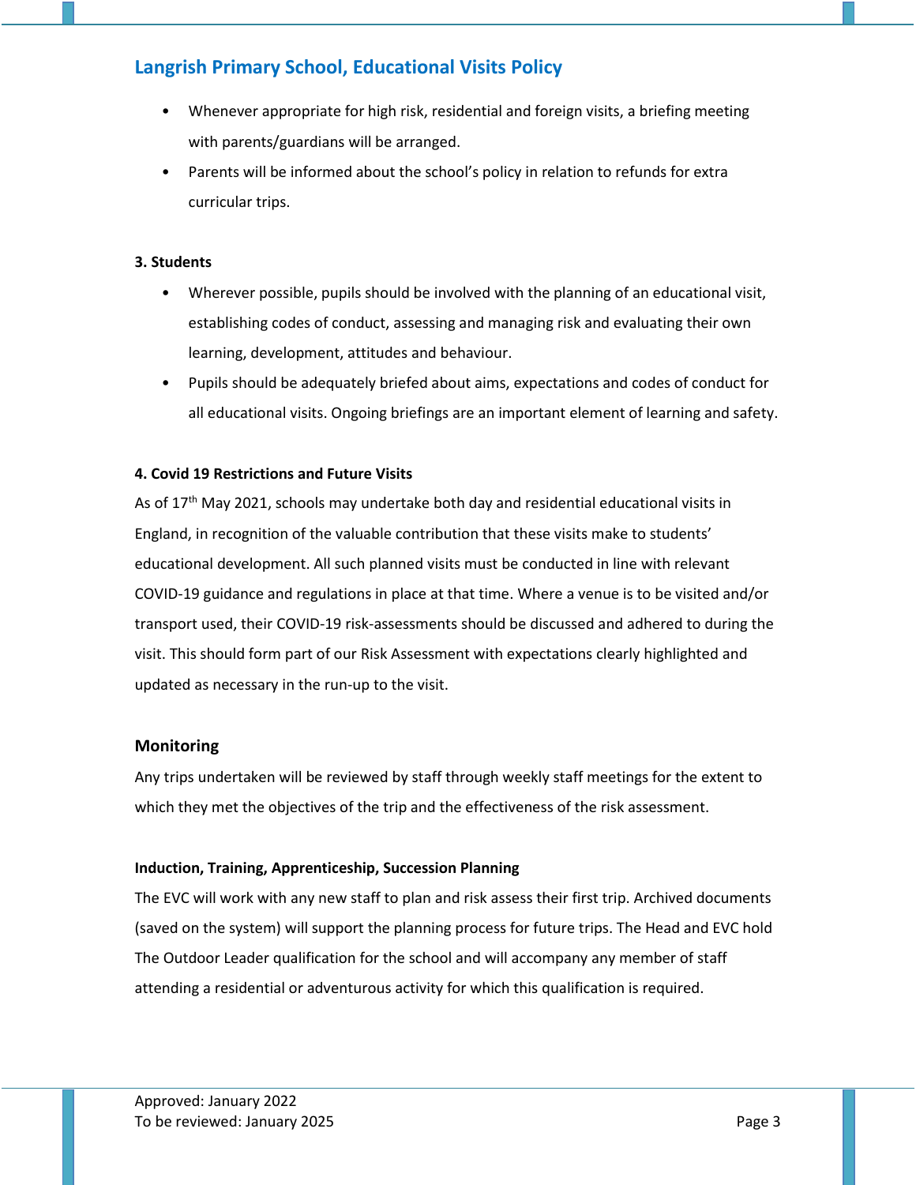- Whenever appropriate for high risk, residential and foreign visits, a briefing meeting with parents/guardians will be arranged.
- Parents will be informed about the school's policy in relation to refunds for extra curricular trips.

**3. Students**

- Wherever possible, pupils should be involved with the planning of an educational visit, establishing codes of conduct, assessing and managing risk and evaluating their own learning, development, attitudes and behaviour.
- Pupils should be adequately briefed about aims, expectations and codes of conduct for all educational visits. Ongoing briefings are an important element of learning and safety.

**4. Covid 19 Restrictions and Future Visits**

As of 17th May 2021, schools may undertake both day and residential educational visits in England, in recognition of the valuable contribution that these visits make to students' educational development. All such planned visits must be conducted in line with relevant COVID-19 guidance and regulations in place at that time. Where a venue is to be visited and/or transport used, their COVID-19 risk-assessments should be discussed and adhered to during the visit. This should form part of our Risk Assessment with expectations clearly highlighted and updated as necessary in the run-up to the visit.

## Monitoring

Any trips undertaken will be reviewed by staff through weekly staff meetings for the extent to which they met the objectives of the trip and the effectiveness of the risk assessment.

**Induction, Training, Apprenticeship, Succession Planning**

The EVC will work with any new staff to plan and risk assess their first trip. Archived documents (saved on the system) will support the planning process for future trips. The Head and EVC hold The Outdoor Leader qualification for the school and will accompany any member of staff attending a residential or adventurous activity for which this qualification is required.